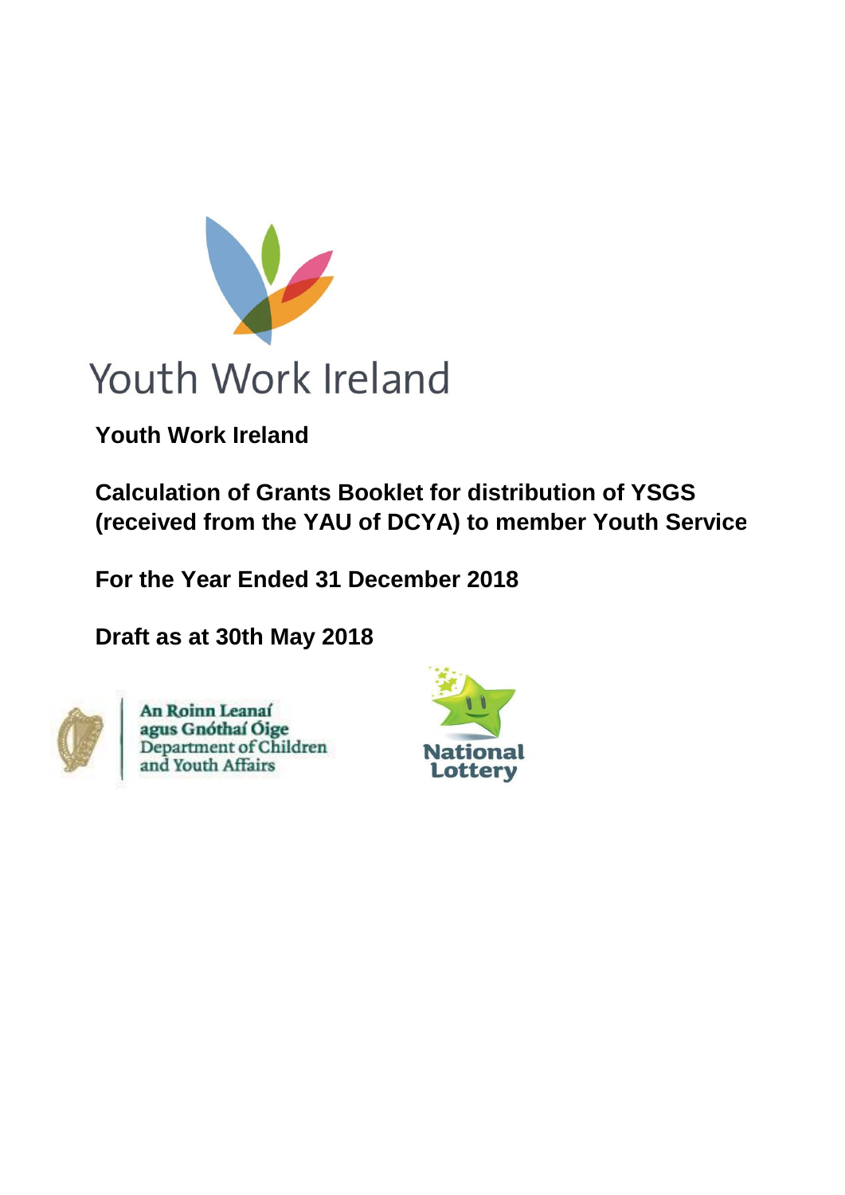Youth Work Ireland

**Youth Work Ireland**

**Calculation of Grants Booklet for distribution of YSGS (received from the YAU of DCYA) to member Youth Service**

**For the Year Ended 31 December 2018**

**Draft as at 30th May 2018**

An Roinn Leanaí agus Gnóthaí Óige
Department of Children and Youth Affairs

National Lottery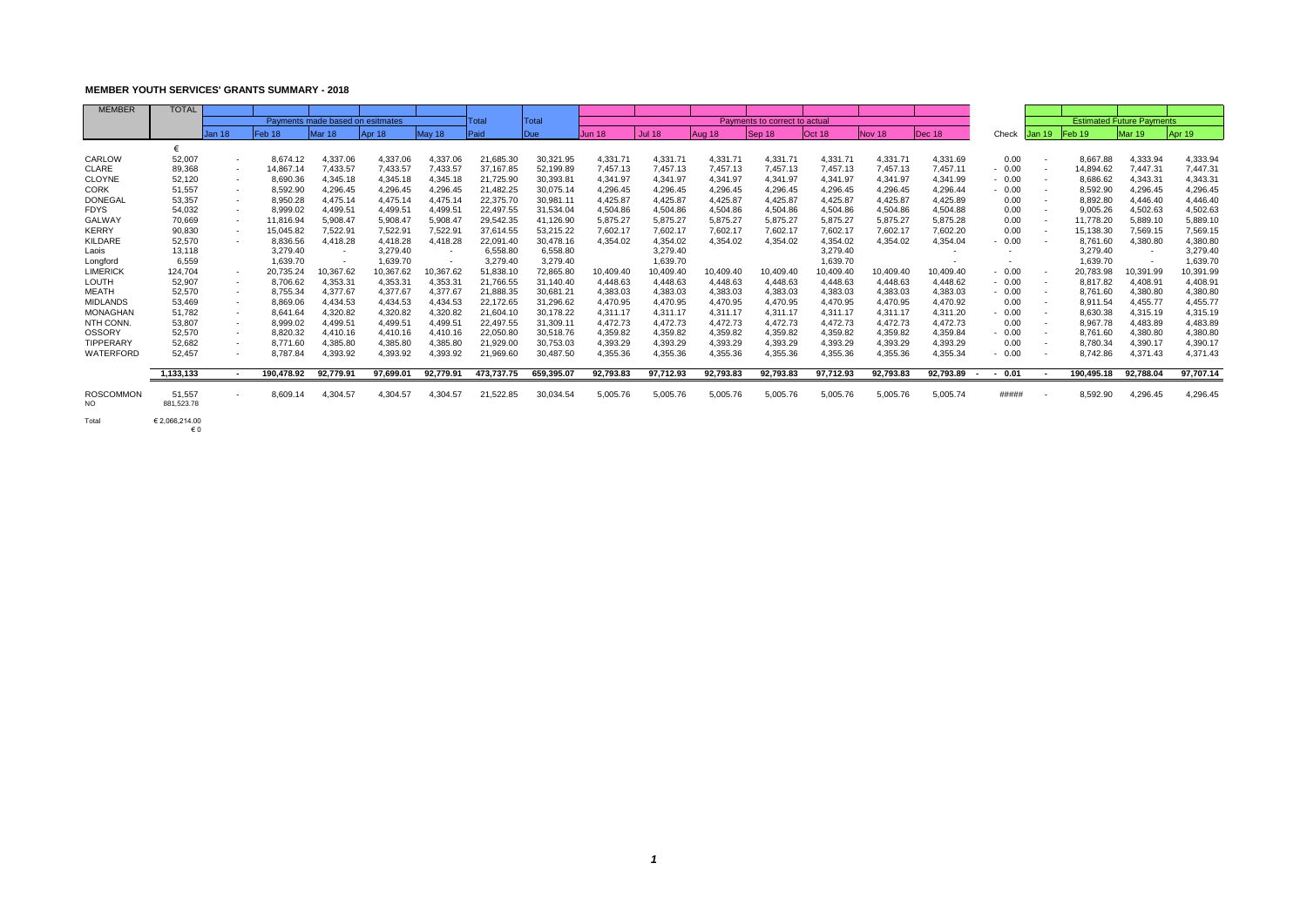**MEMBER YOUTH SERVICES' GRANTS SUMMARY - 2018**

| MEMBER | TOTAL | Payments made based on esitmates | | | | | Total | Total | Payments to correct to actual | | | | | | | | Estimated Future Payments | | | |
|---|---|---|---|---|---|---|---|---|---|---|---|---|---|---|---|---|---|---|---|---|
| | | Jan 18 | Feb 18 | Mar 18 | Apr 18 | May 18 | Paid | Due | Jun 18 | Jul 18 | Aug 18 | Sep 18 | Oct 18 | Nov 18 | Dec 18 | Check | Jan 19 | Feb 19 | Mar 19 | Apr 19 |
| | € | | | | | | | | | | | | | | | | | | | |
| CARLOW | 52,007 | - | 8,674.12 | 4,337.06 | 4,337.06 | 4,337.06 | 21,685.30 | 30,321.95 | 4,331.71 | 4,331.71 | 4,331.71 | 4,331.71 | 4,331.71 | 4,331.71 | 4,331.69 | 0.00 | - | 8,667.88 | 4,333.94 | 4,333.94 |
| CLARE | 89,368 | - | 14,867.14 | 7,433.57 | 7,433.57 | 7,433.57 | 37,167.85 | 52,199.89 | 7,457.13 | 7,457.13 | 7,457.13 | 7,457.13 | 7,457.13 | 7,457.13 | 7,457.11 | - 0.00 | - | 14,894.62 | 7,447.31 | 7,447.31 |
| CLOYNE | 52,120 | - | 8,690.36 | 4,345.18 | 4,345.18 | 4,345.18 | 21,725.90 | 30,393.81 | 4,341.97 | 4,341.97 | 4,341.97 | 4,341.97 | 4,341.97 | 4,341.97 | 4,341.99 | - 0.00 | - | 8,686.62 | 4,343.31 | 4,343.31 |
| CORK | 51,557 | - | 8,592.90 | 4,296.45 | 4,296.45 | 4,296.45 | 21,482.25 | 30,075.14 | 4,296.45 | 4,296.45 | 4,296.45 | 4,296.45 | 4,296.45 | 4,296.45 | 4,296.44 | - 0.00 | - | 8,592.90 | 4,296.45 | 4,296.45 |
| DONEGAL | 53,357 | - | 8,950.28 | 4,475.14 | 4,475.14 | 4,475.14 | 22,375.70 | 30,981.11 | 4,425.87 | 4,425.87 | 4,425.87 | 4,425.87 | 4,425.87 | 4,425.87 | 4,425.89 | 0.00 | - | 8,892.80 | 4,446.40 | 4,446.40 |
| FDYS | 54,032 | - | 8,999.02 | 4,499.51 | 4,499.51 | 4,499.51 | 22,497.55 | 31,534.04 | 4,504.86 | 4,504.86 | 4,504.86 | 4,504.86 | 4,504.86 | 4,504.86 | 4,504.88 | 0.00 | - | 9,005.26 | 4,502.63 | 4,502.63 |
| GALWAY | 70,669 | - | 11,816.94 | 5,908.47 | 5,908.47 | 5,908.47 | 29,542.35 | 41,126.90 | 5,875.27 | 5,875.27 | 5,875.27 | 5,875.27 | 5,875.27 | 5,875.27 | 5,875.28 | 0.00 | - | 11,778.20 | 5,889.10 | 5,889.10 |
| KERRY | 90,830 | - | 15,045.82 | 7,522.91 | 7,522.91 | 7,522.91 | 37,614.55 | 53,215.22 | 7,602.17 | 7,602.17 | 7,602.17 | 7,602.17 | 7,602.17 | 7,602.17 | 7,602.20 | 0.00 | - | 15,138.30 | 7,569.15 | 7,569.15 |
| KILDARE | 52,570 | - | 8,836.56 | 4,418.28 | 4,418.28 | 4,418.28 | 22,091.40 | 30,478.16 | 4,354.02 | 4,354.02 | 4,354.02 | 4,354.02 | 4,354.02 | 4,354.02 | 4,354.04 | - 0.00 | - | 8,761.60 | 4,380.80 | 4,380.80 |
| Laois | 13,118 | | 3,279.40 | - | 3,279.40 | - | 6,558.80 | 6,558.80 | | 3,279.40 | | | 3,279.40 | | - | - | | 3,279.40 | - | 3,279.40 |
| Longford | 6,559 | | 1,639.70 | - | 1,639.70 | - | 3,279.40 | 3,279.40 | | 1,639.70 | | | 1,639.70 | | - | - | | 1,639.70 | - | 1,639.70 |
| LIMERICK | 124,704 | - | 20,735.24 | 10,367.62 | 10,367.62 | 10,367.62 | 51,838.10 | 72,865.80 | 10,409.40 | 10,409.40 | 10,409.40 | 10,409.40 | 10,409.40 | 10,409.40 | 10,409.40 | - 0.00 | - | 20,783.98 | 10,391.99 | 10,391.99 |
| LOUTH | 52,907 | - | 8,706.62 | 4,353.31 | 4,353.31 | 4,353.31 | 21,766.55 | 31,140.40 | 4,448.63 | 4,448.63 | 4,448.63 | 4,448.63 | 4,448.63 | 4,448.63 | 4,448.62 | - 0.00 | - | 8,817.82 | 4,408.91 | 4,408.91 |
| MEATH | 52,570 | - | 8,755.34 | 4,377.67 | 4,377.67 | 4,377.67 | 21,888.35 | 30,681.21 | 4,383.03 | 4,383.03 | 4,383.03 | 4,383.03 | 4,383.03 | 4,383.03 | 4,383.03 | - 0.00 | - | 8,761.60 | 4,380.80 | 4,380.80 |
| MIDLANDS | 53,469 | - | 8,869.06 | 4,434.53 | 4,434.53 | 4,434.53 | 22,172.65 | 31,296.62 | 4,470.95 | 4,470.95 | 4,470.95 | 4,470.95 | 4,470.95 | 4,470.95 | 4,470.92 | 0.00 | - | 8,911.54 | 4,455.77 | 4,455.77 |
| MONAGHAN | 51,782 | - | 8,641.64 | 4,320.82 | 4,320.82 | 4,320.82 | 21,604.10 | 30,178.22 | 4,311.17 | 4,311.17 | 4,311.17 | 4,311.17 | 4,311.17 | 4,311.17 | 4,311.20 | - 0.00 | - | 8,630.38 | 4,315.19 | 4,315.19 |
| NTH CONN. | 53,807 | - | 8,999.02 | 4,499.51 | 4,499.51 | 4,499.51 | 22,497.55 | 31,309.11 | 4,472.73 | 4,472.73 | 4,472.73 | 4,472.73 | 4,472.73 | 4,472.73 | 4,472.73 | 0.00 | - | 8,967.78 | 4,483.89 | 4,483.89 |
| OSSORY | 52,570 | - | 8,820.32 | 4,410.16 | 4,410.16 | 4,410.16 | 22,050.80 | 30,518.76 | 4,359.82 | 4,359.82 | 4,359.82 | 4,359.82 | 4,359.82 | 4,359.82 | 4,359.84 | - 0.00 | - | 8,761.60 | 4,380.80 | 4,380.80 |
| TIPPERARY | 52,682 | - | 8,771.60 | 4,385.80 | 4,385.80 | 4,385.80 | 21,929.00 | 30,753.03 | 4,393.29 | 4,393.29 | 4,393.29 | 4,393.29 | 4,393.29 | 4,393.29 | 4,393.29 | 0.00 | - | 8,780.34 | 4,390.17 | 4,390.17 |
| WATERFORD | 52,457 | - | 8,787.84 | 4,393.92 | 4,393.92 | 4,393.92 | 21,969.60 | 30,487.50 | 4,355.36 | 4,355.36 | 4,355.36 | 4,355.36 | 4,355.36 | 4,355.36 | 4,355.34 | - 0.00 | - | 8,742.86 | 4,371.43 | 4,371.43 |
| | **1,133,133** | **-** | **190,478.92** | **92,779.91** | **97,699.01** | **92,779.91** | **473,737.75** | **659,395.07** | **92,793.83** | **97,712.93** | **92,793.83** | **92,793.83** | **97,712.93** | **92,793.83** | **92,793.89** | **- - 0.01** | **-** | **190,495.18** | **92,788.04** | **97,707.14** |
| ROSCOMMON NO | 51,557 881,523.78 | - | 8,609.14 | 4,304.57 | 4,304.57 | 4,304.57 | 21,522.85 | 30,034.54 | 5,005.76 | 5,005.76 | 5,005.76 | 5,005.76 | 5,005.76 | 5,005.76 | 5,005.74 | ##### | - | 8,592.90 | 4,296.45 | 4,296.45 |

Total € 2,066,214.00
€ 0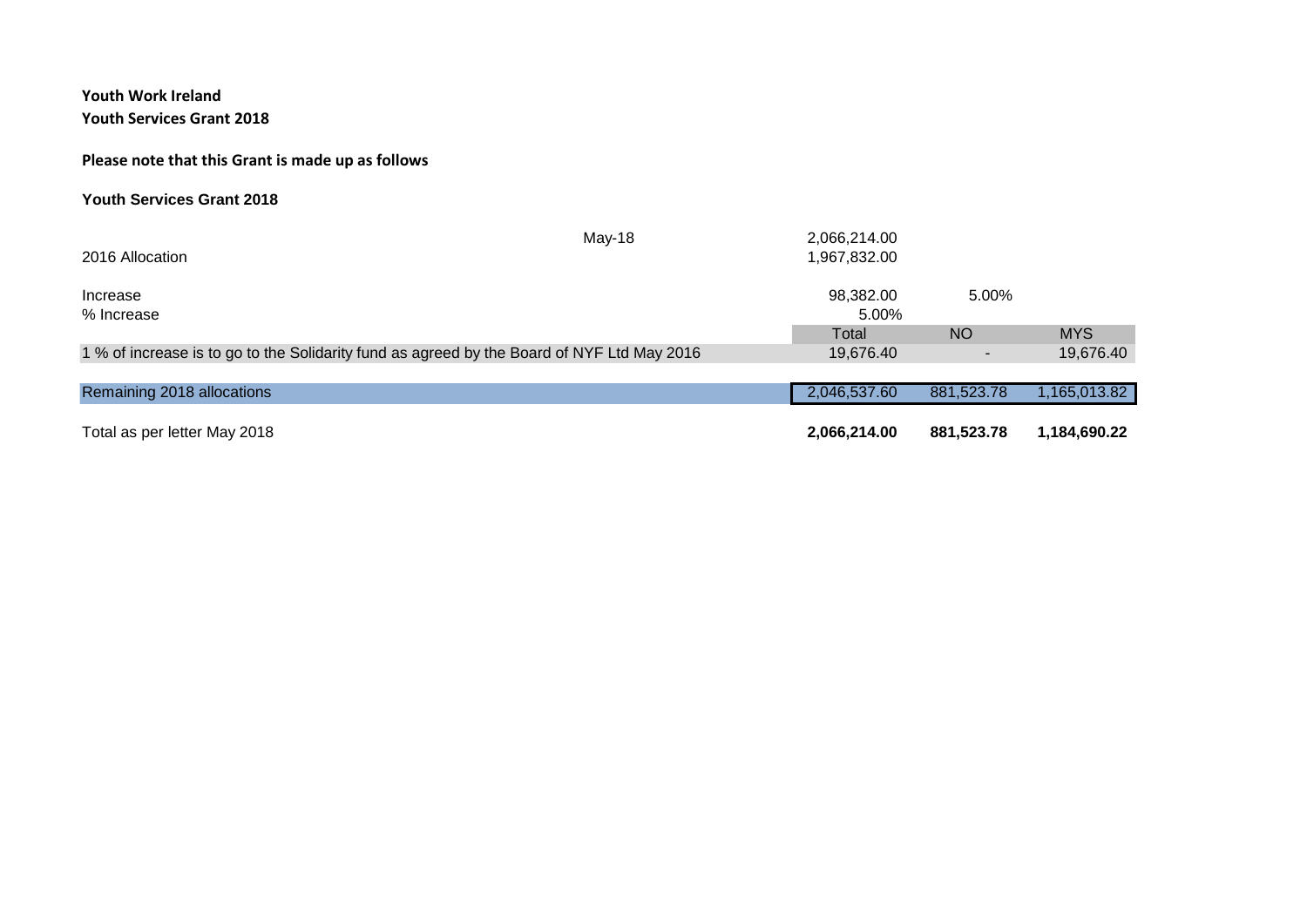**Youth Work Ireland**
**Youth Services Grant 2018**

**Please note that this Grant is made up as follows**

**Youth Services Grant 2018**

| | | | | |
|---|---|---|---|---|
| | May-18 | 2,066,214.00 | | |
| 2016 Allocation | | 1,967,832.00 | | |
| | | | | |
| Increase | | 98,382.00 | 5.00% | |
| % Increase | | 5.00% | | |
| | | Total | NO | MYS |
| 1 % of increase is to go to the Solidarity fund as agreed by the Board of NYF Ltd May 2016 | | 19,676.40 | - | 19,676.40 |
| | | | | |
| Remaining 2018 allocations | | 2,046,537.60 | 881,523.78 | 1,165,013.82 |
| | | | | |
| Total as per letter May 2018 | | **2,066,214.00** | **881,523.78** | **1,184,690.22** |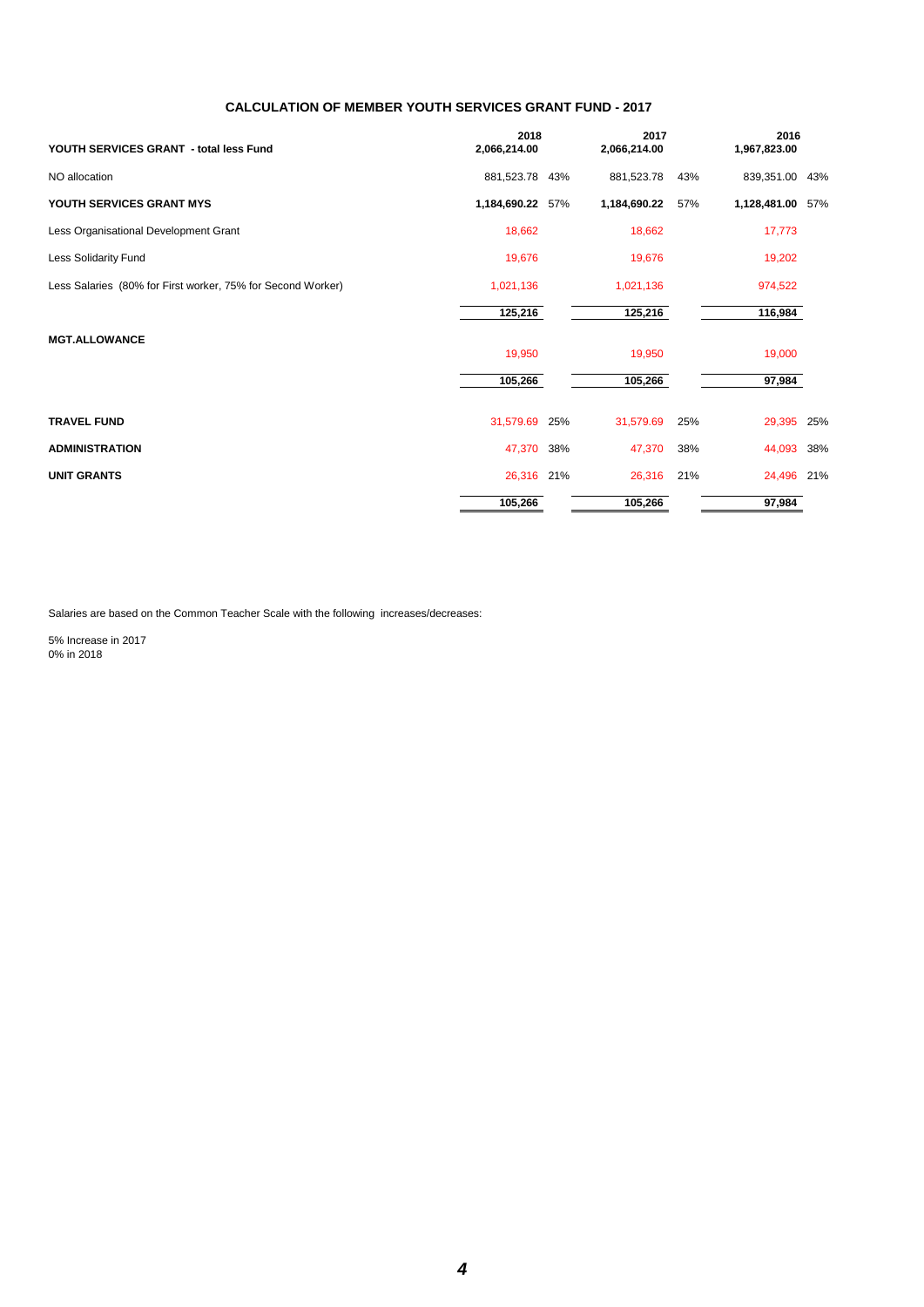## CALCULATION OF MEMBER YOUTH SERVICES GRANT FUND - 2017

| YOUTH SERVICES GRANT - total less Fund | 2018<br>2,066,214.00 | | 2017<br>2,066,214.00 | | 2016<br>1,967,823.00 | |
|---|---|---|---|---|---|---|
| NO allocation | 881,523.78 | 43% | 881,523.78 | 43% | 839,351.00 | 43% |
| **YOUTH SERVICES GRANT MYS** | **1,184,690.22** | 57% | **1,184,690.22** | 57% | **1,128,481.00** | 57% |
| Less Organisational Development Grant | 18,662 | | 18,662 | | 17,773 | |
| Less Solidarity Fund | 19,676 | | 19,676 | | 19,202 | |
| Less Salaries (80% for First worker, 75% for Second Worker) | 1,021,136 | | 1,021,136 | | 974,522 | |
| | **125,216** | | **125,216** | | **116,984** | |
| **MGT.ALLOWANCE** | 19,950 | | 19,950 | | 19,000 | |
| | **105,266** | | **105,266** | | **97,984** | |
| **TRAVEL FUND** | 31,579.69 | 25% | 31,579.69 | 25% | 29,395 | 25% |
| **ADMINISTRATION** | 47,370 | 38% | 47,370 | 38% | 44,093 | 38% |
| **UNIT GRANTS** | 26,316 | 21% | 26,316 | 21% | 24,496 | 21% |
| | **105,266** | | **105,266** | | **97,984** | |

Salaries are based on the Common Teacher Scale with the following increases/decreases:

5% Increase in 2017
0% in 2018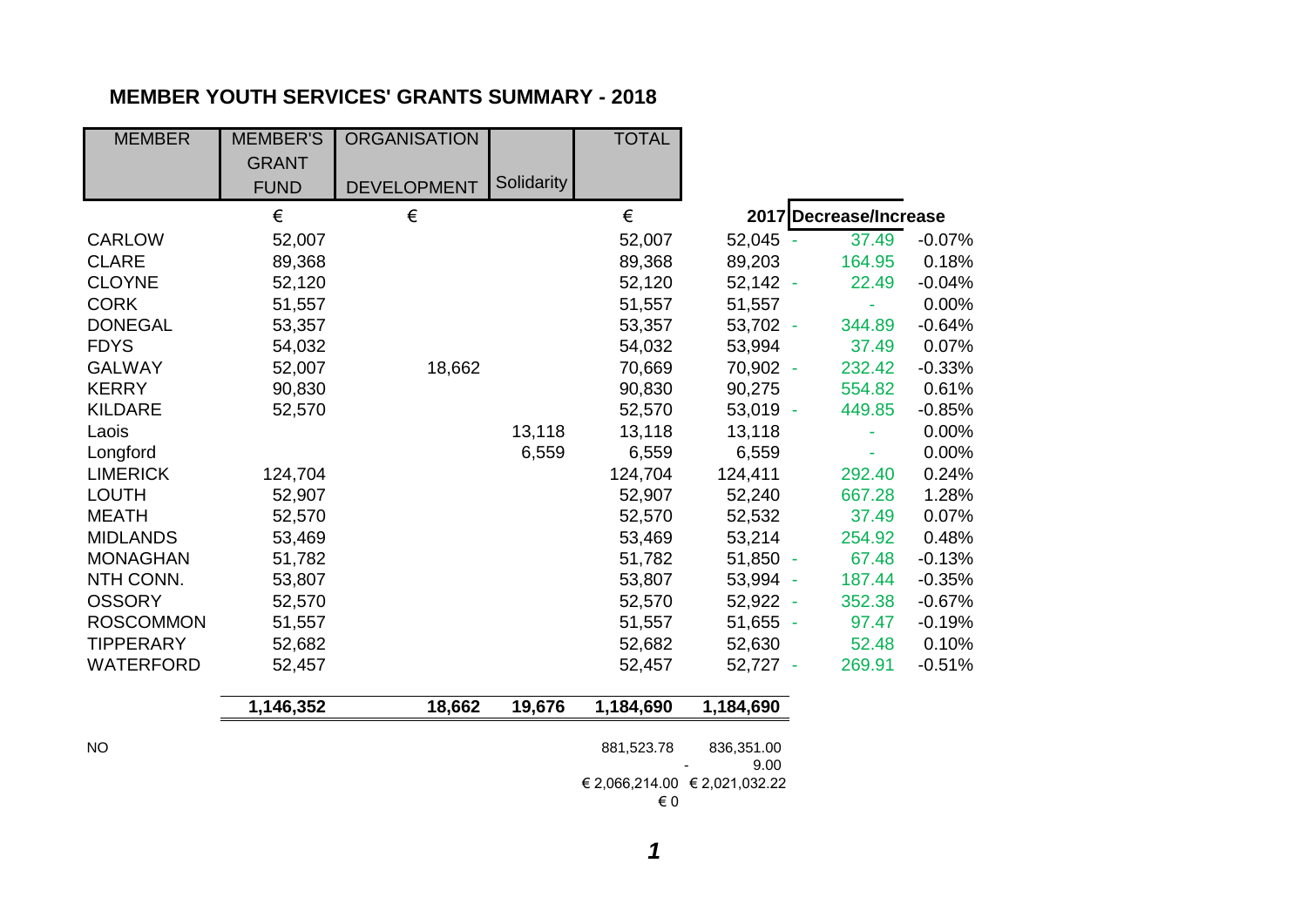## MEMBER YOUTH SERVICES' GRANTS SUMMARY - 2018

| MEMBER | MEMBER'S GRANT FUND | ORGANISATION DEVELOPMENT | Solidarity | TOTAL | 2017 | Decrease/Increase | |
|---|---|---|---|---|---|---|---|
| | € | € | | € | | | |
| CARLOW | 52,007 | | | 52,007 | 52,045 | - 37.49 | -0.07% |
| CLARE | 89,368 | | | 89,368 | 89,203 | 164.95 | 0.18% |
| CLOYNE | 52,120 | | | 52,120 | 52,142 | - 22.49 | -0.04% |
| CORK | 51,557 | | | 51,557 | 51,557 | - | 0.00% |
| DONEGAL | 53,357 | | | 53,357 | 53,702 | - 344.89 | -0.64% |
| FDYS | 54,032 | | | 54,032 | 53,994 | 37.49 | 0.07% |
| GALWAY | 52,007 | 18,662 | | 70,669 | 70,902 | - 232.42 | -0.33% |
| KERRY | 90,830 | | | 90,830 | 90,275 | 554.82 | 0.61% |
| KILDARE | 52,570 | | | 52,570 | 53,019 | - 449.85 | -0.85% |
| Laois | | | 13,118 | 13,118 | 13,118 | - | 0.00% |
| Longford | | | 6,559 | 6,559 | 6,559 | - | 0.00% |
| LIMERICK | 124,704 | | | 124,704 | 124,411 | 292.40 | 0.24% |
| LOUTH | 52,907 | | | 52,907 | 52,240 | 667.28 | 1.28% |
| MEATH | 52,570 | | | 52,570 | 52,532 | 37.49 | 0.07% |
| MIDLANDS | 53,469 | | | 53,469 | 53,214 | 254.92 | 0.48% |
| MONAGHAN | 51,782 | | | 51,782 | 51,850 | - 67.48 | -0.13% |
| NTH CONN. | 53,807 | | | 53,807 | 53,994 | - 187.44 | -0.35% |
| OSSORY | 52,570 | | | 52,570 | 52,922 | - 352.38 | -0.67% |
| ROSCOMMON | 51,557 | | | 51,557 | 51,655 | - 97.47 | -0.19% |
| TIPPERARY | 52,682 | | | 52,682 | 52,630 | 52.48 | 0.10% |
| WATERFORD | 52,457 | | | 52,457 | 52,727 | - 269.91 | -0.51% |
| | **1,146,352** | **18,662** | **19,676** | **1,184,690** | **1,184,690** | | |

| | | | | | | |
|---|---|---|---|---|---|---|
| NO | | | | 881,523.78 | 836,351.00 | |
| | | | | | - 9.00 | |
| | | | | € 2,066,214.00 | € 2,021,032.22 | |
| | | | | € 0 | | |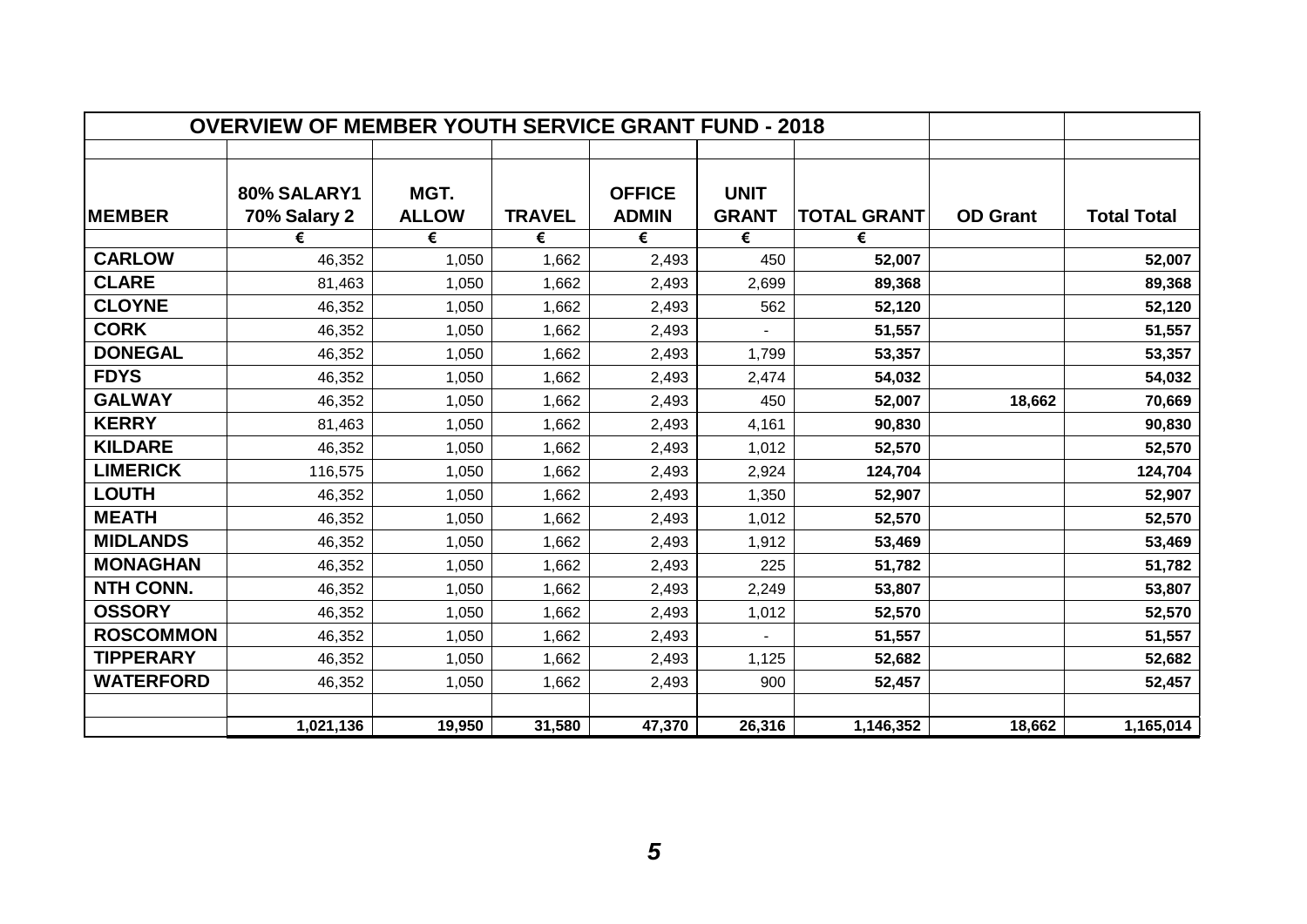| OVERVIEW OF MEMBER YOUTH SERVICE GRANT FUND - 2018 | | | | | | | | |
|---|---|---|---|---|---|---|---|---|
| **MEMBER** | **80% SALARY1 70% Salary 2** | **MGT. ALLOW** | **TRAVEL** | **OFFICE ADMIN** | **UNIT GRANT** | **TOTAL GRANT** | **OD Grant** | **Total Total** |
| | € | € | € | € | € | € | | |
| **CARLOW** | 46,352 | 1,050 | 1,662 | 2,493 | 450 | **52,007** | | **52,007** |
| **CLARE** | 81,463 | 1,050 | 1,662 | 2,493 | 2,699 | **89,368** | | **89,368** |
| **CLOYNE** | 46,352 | 1,050 | 1,662 | 2,493 | 562 | **52,120** | | **52,120** |
| **CORK** | 46,352 | 1,050 | 1,662 | 2,493 | - | **51,557** | | **51,557** |
| **DONEGAL** | 46,352 | 1,050 | 1,662 | 2,493 | 1,799 | **53,357** | | **53,357** |
| **FDYS** | 46,352 | 1,050 | 1,662 | 2,493 | 2,474 | **54,032** | | **54,032** |
| **GALWAY** | 46,352 | 1,050 | 1,662 | 2,493 | 450 | **52,007** | **18,662** | **70,669** |
| **KERRY** | 81,463 | 1,050 | 1,662 | 2,493 | 4,161 | **90,830** | | **90,830** |
| **KILDARE** | 46,352 | 1,050 | 1,662 | 2,493 | 1,012 | **52,570** | | **52,570** |
| **LIMERICK** | 116,575 | 1,050 | 1,662 | 2,493 | 2,924 | **124,704** | | **124,704** |
| **LOUTH** | 46,352 | 1,050 | 1,662 | 2,493 | 1,350 | **52,907** | | **52,907** |
| **MEATH** | 46,352 | 1,050 | 1,662 | 2,493 | 1,012 | **52,570** | | **52,570** |
| **MIDLANDS** | 46,352 | 1,050 | 1,662 | 2,493 | 1,912 | **53,469** | | **53,469** |
| **MONAGHAN** | 46,352 | 1,050 | 1,662 | 2,493 | 225 | **51,782** | | **51,782** |
| **NTH CONN.** | 46,352 | 1,050 | 1,662 | 2,493 | 2,249 | **53,807** | | **53,807** |
| **OSSORY** | 46,352 | 1,050 | 1,662 | 2,493 | 1,012 | **52,570** | | **52,570** |
| **ROSCOMMON** | 46,352 | 1,050 | 1,662 | 2,493 | - | **51,557** | | **51,557** |
| **TIPPERARY** | 46,352 | 1,050 | 1,662 | 2,493 | 1,125 | **52,682** | | **52,682** |
| **WATERFORD** | 46,352 | 1,050 | 1,662 | 2,493 | 900 | **52,457** | | **52,457** |
| | | | | | | | | |
| | **1,021,136** | **19,950** | **31,580** | **47,370** | **26,316** | **1,146,352** | **18,662** | **1,165,014** |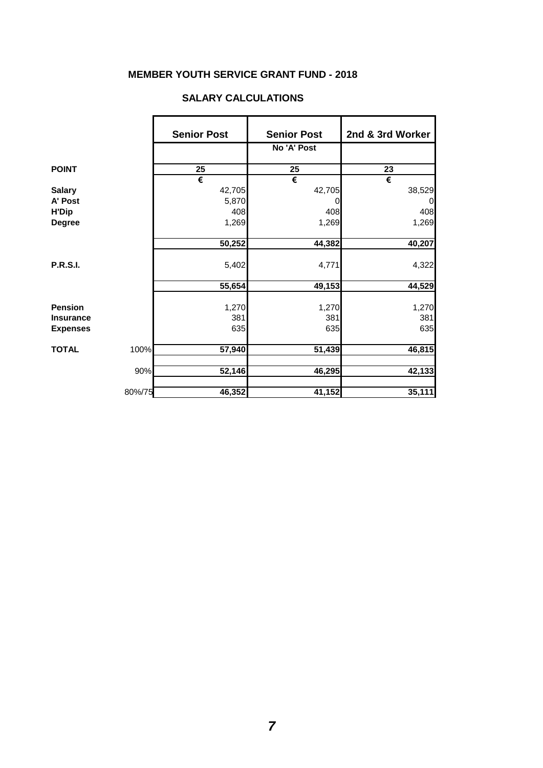## MEMBER YOUTH SERVICE GRANT FUND - 2018

### SALARY CALCULATIONS

| | | Senior Post | Senior Post | 2nd & 3rd Worker |
|---|---|---|---|---|
| | | | No 'A' Post | |
| **POINT** | | 25 | 25 | 23 |
| | | € | € | € |
| **Salary** | | 42,705 | 42,705 | 38,529 |
| **A' Post** | | 5,870 | 0 | 0 |
| **H'Dip** | | 408 | 408 | 408 |
| **Degree** | | 1,269 | 1,269 | 1,269 |
| | | **50,252** | **44,382** | **40,207** |
| **P.R.S.I.** | | 5,402 | 4,771 | 4,322 |
| | | **55,654** | **49,153** | **44,529** |
| **Pension** | | 1,270 | 1,270 | 1,270 |
| **Insurance** | | 381 | 381 | 381 |
| **Expenses** | | 635 | 635 | 635 |
| **TOTAL** | 100% | **57,940** | **51,439** | **46,815** |
| | 90% | **52,146** | **46,295** | **42,133** |
| | 80%/75 | **46,352** | **41,152** | **35,111** |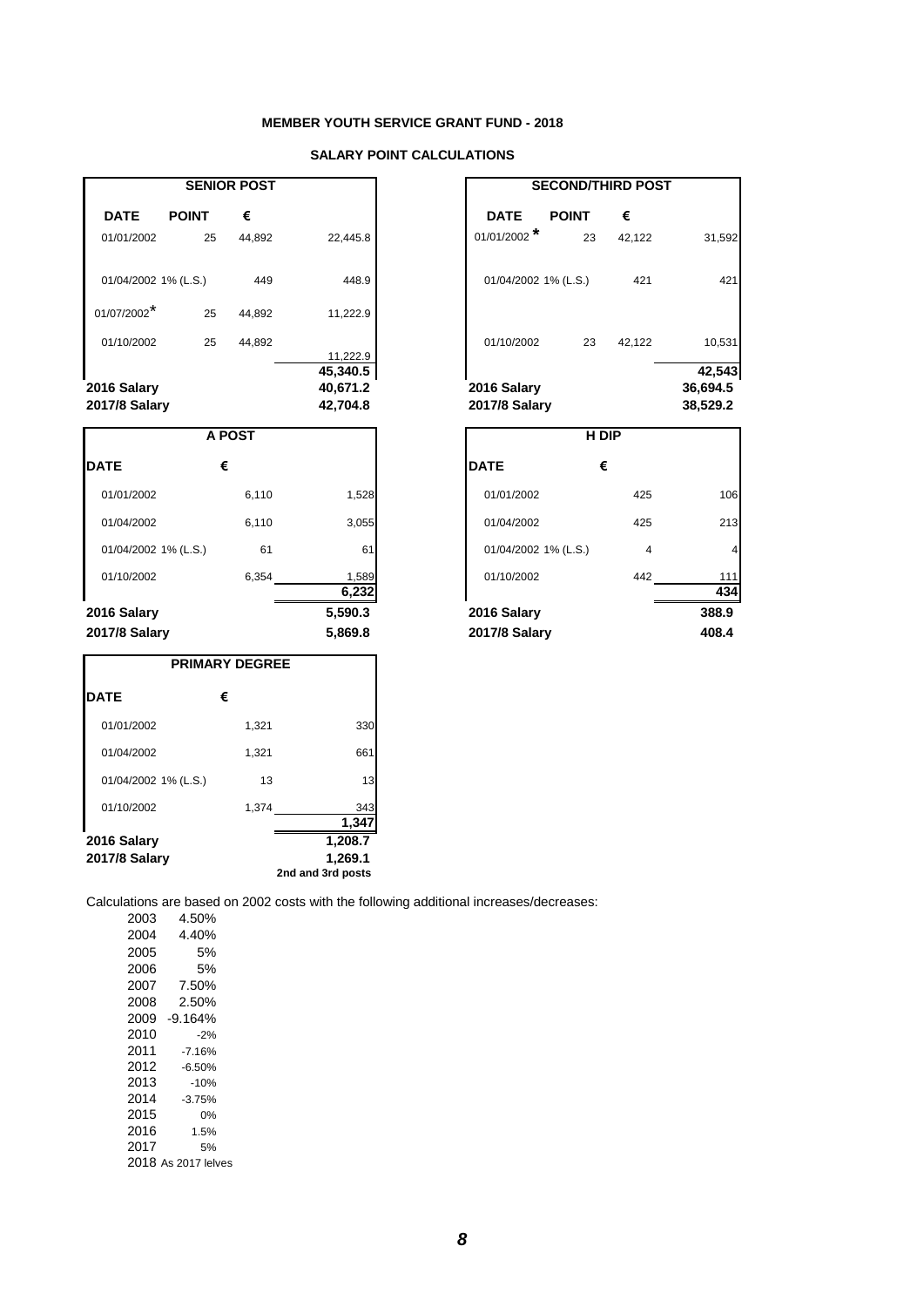# MEMBER YOUTH SERVICE GRANT FUND - 2018

## SALARY POINT CALCULATIONS

| SENIOR POST | | | |
|---|---|---|---|
| **DATE** | **POINT** | **€** | |
| 01/01/2002 | 25 | 44,892 | 22,445.8 |
| 01/04/2002 1% (L.S.) | | 449 | 448.9 |
| 01/07/2002* | 25 | 44,892 | 11,222.9 |
| 01/10/2002 | 25 | 44,892 | 11,222.9 |
| | | | **45,340.5** |
| **2016 Salary** | | | **40,671.2** |
| **2017/8 Salary** | | | **42,704.8** |

| SECOND/THIRD POST | | | |
|---|---|---|---|
| **DATE** | **POINT** | **€** | |
| 01/01/2002 * | 23 | 42,122 | 31,592 |
| 01/04/2002 1% (L.S.) | | 421 | 421 |
| 01/10/2002 | 23 | 42,122 | 10,531 |
| | | | **42,543** |
| **2016 Salary** | | | **36,694.5** |
| **2017/8 Salary** | | | **38,529.2** |

| A POST | | |
|---|---|---|
| **DATE** | **€** | |
| 01/01/2002 | 6,110 | 1,528 |
| 01/04/2002 | 6,110 | 3,055 |
| 01/04/2002 1% (L.S.) | 61 | 61 |
| 01/10/2002 | 6,354 | 1,589 |
| | | **6,232** |
| **2016 Salary** | | **5,590.3** |
| **2017/8 Salary** | | **5,869.8** |

| H DIP | | |
|---|---|---|
| **DATE** | **€** | |
| 01/01/2002 | 425 | 106 |
| 01/04/2002 | 425 | 213 |
| 01/04/2002 1% (L.S.) | 4 | 4 |
| 01/10/2002 | 442 | 111 |
| | | **434** |
| **2016 Salary** | | **388.9** |
| **2017/8 Salary** | | **408.4** |

| PRIMARY DEGREE | | |
|---|---|---|
| **DATE** | **€** | |
| 01/01/2002 | 1,321 | 330 |
| 01/04/2002 | 1,321 | 661 |
| 01/04/2002 1% (L.S.) | 13 | 13 |
| 01/10/2002 | 1,374 | 343 |
| | | **1,347** |
| **2016 Salary** | | **1,208.7** |
| **2017/8 Salary** | | **1,269.1** |
| | | **2nd and 3rd posts** |

Calculations are based on 2002 costs with the following additional increases/decreases:

| Year | Change |
|---|---|
| 2003 | 4.50% |
| 2004 | 4.40% |
| 2005 | 5% |
| 2006 | 5% |
| 2007 | 7.50% |
| 2008 | 2.50% |
| 2009 | -9.164% |
| 2010 | -2% |
| 2011 | -7.16% |
| 2012 | -6.50% |
| 2013 | -10% |
| 2014 | -3.75% |
| 2015 | 0% |
| 2016 | 1.5% |
| 2017 | 5% |
| 2018 | As 2017 lelves |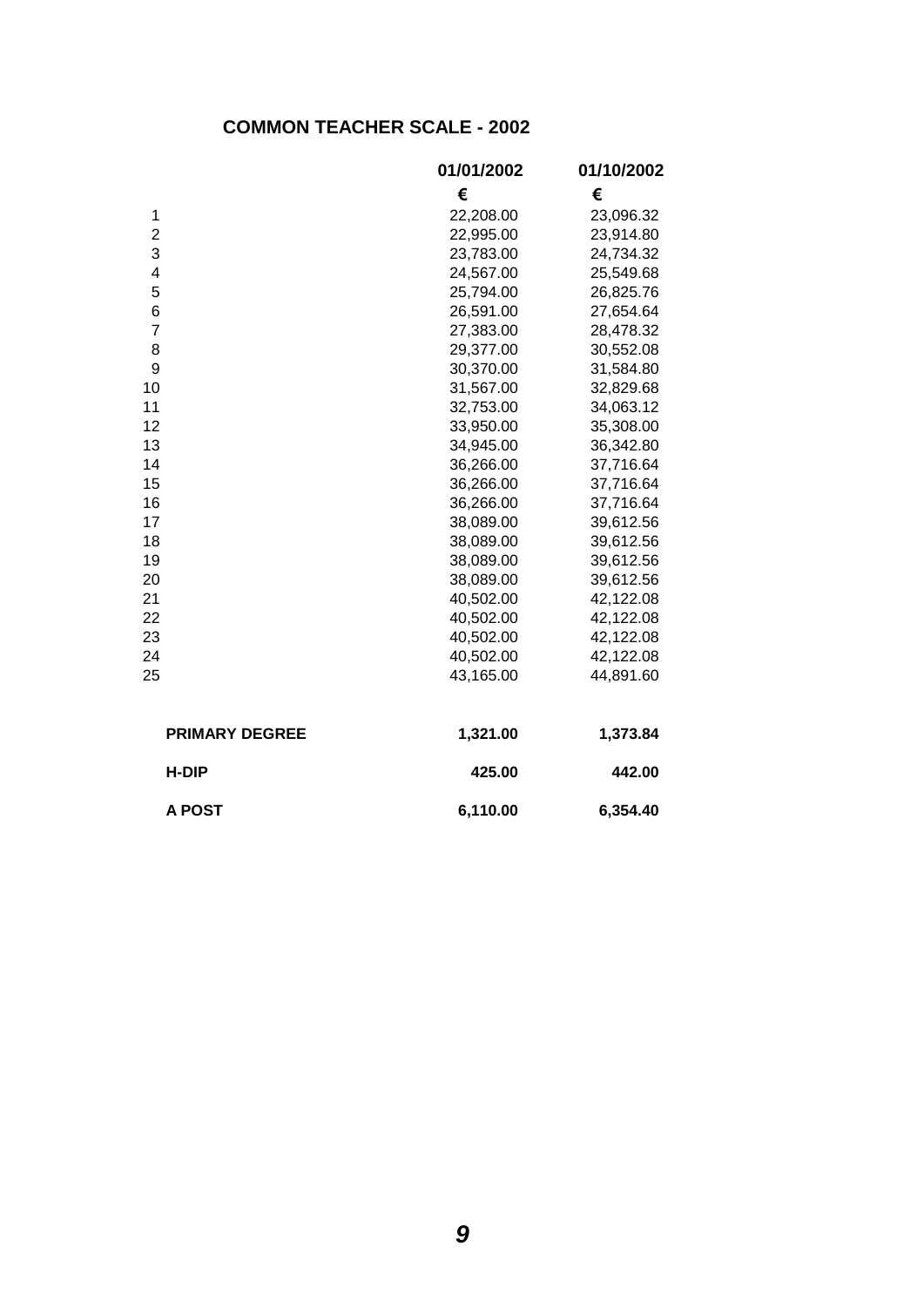## COMMON TEACHER SCALE - 2002

| | 01/01/2002 | 01/10/2002 |
|---|---|---|
| | € | € |
| 1 | 22,208.00 | 23,096.32 |
| 2 | 22,995.00 | 23,914.80 |
| 3 | 23,783.00 | 24,734.32 |
| 4 | 24,567.00 | 25,549.68 |
| 5 | 25,794.00 | 26,825.76 |
| 6 | 26,591.00 | 27,654.64 |
| 7 | 27,383.00 | 28,478.32 |
| 8 | 29,377.00 | 30,552.08 |
| 9 | 30,370.00 | 31,584.80 |
| 10 | 31,567.00 | 32,829.68 |
| 11 | 32,753.00 | 34,063.12 |
| 12 | 33,950.00 | 35,308.00 |
| 13 | 34,945.00 | 36,342.80 |
| 14 | 36,266.00 | 37,716.64 |
| 15 | 36,266.00 | 37,716.64 |
| 16 | 36,266.00 | 37,716.64 |
| 17 | 38,089.00 | 39,612.56 |
| 18 | 38,089.00 | 39,612.56 |
| 19 | 38,089.00 | 39,612.56 |
| 20 | 38,089.00 | 39,612.56 |
| 21 | 40,502.00 | 42,122.08 |
| 22 | 40,502.00 | 42,122.08 |
| 23 | 40,502.00 | 42,122.08 |
| 24 | 40,502.00 | 42,122.08 |
| 25 | 43,165.00 | 44,891.60 |
| **PRIMARY DEGREE** | **1,321.00** | **1,373.84** |
| **H-DIP** | **425.00** | **442.00** |
| **A POST** | **6,110.00** | **6,354.40** |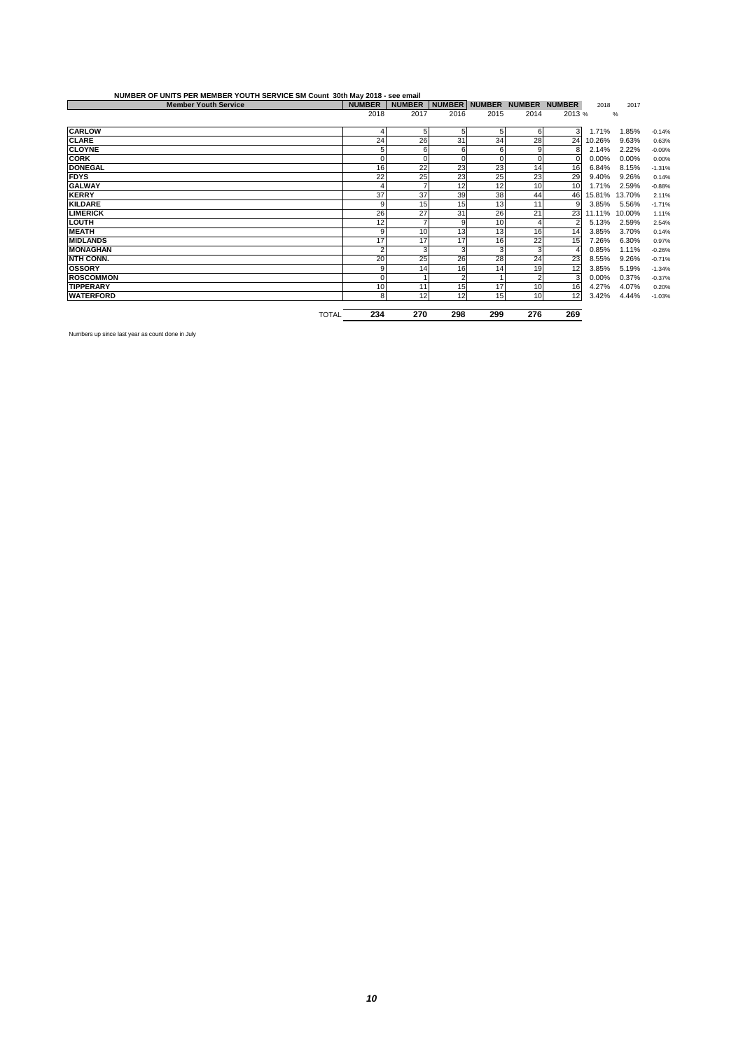**NUMBER OF UNITS PER MEMBER YOUTH SERVICE SM Count 30th May 2018 - see email**

| Member Youth Service | NUMBER | NUMBER | NUMBER | NUMBER | NUMBER | NUMBER | 2018 | 2017 | |
|---|---|---|---|---|---|---|---|---|---|
| | 2018 | 2017 | 2016 | 2015 | 2014 | 2013 | % | % | |
| **CARLOW** | 4 | 5 | 5 | 5 | 6 | 3 | 1.71% | 1.85% | -0.14% |
| **CLARE** | 24 | 26 | 31 | 34 | 28 | 24 | 10.26% | 9.63% | 0.63% |
| **CLOYNE** | 5 | 6 | 6 | 6 | 9 | 8 | 2.14% | 2.22% | -0.09% |
| **CORK** | 0 | 0 | 0 | 0 | 0 | 0 | 0.00% | 0.00% | 0.00% |
| **DONEGAL** | 16 | 22 | 23 | 23 | 14 | 16 | 6.84% | 8.15% | -1.31% |
| **FDYS** | 22 | 25 | 23 | 25 | 23 | 29 | 9.40% | 9.26% | 0.14% |
| **GALWAY** | 4 | 7 | 12 | 12 | 10 | 10 | 1.71% | 2.59% | -0.88% |
| **KERRY** | 37 | 37 | 39 | 38 | 44 | 46 | 15.81% | 13.70% | 2.11% |
| **KILDARE** | 9 | 15 | 15 | 13 | 11 | 9 | 3.85% | 5.56% | -1.71% |
| **LIMERICK** | 26 | 27 | 31 | 26 | 21 | 23 | 11.11% | 10.00% | 1.11% |
| **LOUTH** | 12 | 7 | 9 | 10 | 4 | 2 | 5.13% | 2.59% | 2.54% |
| **MEATH** | 9 | 10 | 13 | 13 | 16 | 14 | 3.85% | 3.70% | 0.14% |
| **MIDLANDS** | 17 | 17 | 17 | 16 | 22 | 15 | 7.26% | 6.30% | 0.97% |
| **MONAGHAN** | 2 | 3 | 3 | 3 | 3 | 4 | 0.85% | 1.11% | -0.26% |
| **NTH CONN.** | 20 | 25 | 26 | 28 | 24 | 23 | 8.55% | 9.26% | -0.71% |
| **OSSORY** | 9 | 14 | 16 | 14 | 19 | 12 | 3.85% | 5.19% | -1.34% |
| **ROSCOMMON** | 0 | 1 | 2 | 1 | 2 | 3 | 0.00% | 0.37% | -0.37% |
| **TIPPERARY** | 10 | 11 | 15 | 17 | 10 | 16 | 4.27% | 4.07% | 0.20% |
| **WATERFORD** | 8 | 12 | 12 | 15 | 10 | 12 | 3.42% | 4.44% | -1.03% |
| TOTAL | **234** | **270** | **298** | **299** | **276** | **269** | | | |

Numbers up since last year as count done in July